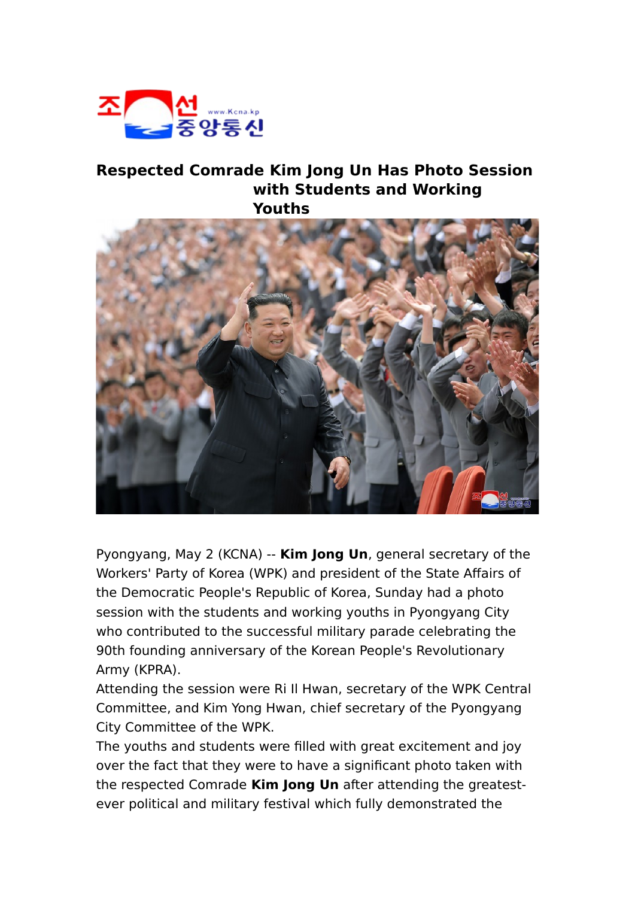# Respected Comrade Kim Jong Un Has Photo Session with Students and Working Youths

Pyongyang, May 2 (KCNA) -- **Kim Jong Un**, general secretary of the Workers' Party of Korea (WPK) and president of the State Affairs of the Democratic People's Republic of Korea, Sunday had a photo session with the students and working youths in Pyongyang City who contributed to the successful military parade celebrating the 90th founding anniversary of the Korean People's Revolutionary Army (KPRA).

Attending the session were Ri Il Hwan, secretary of the WPK Central Committee, and Kim Yong Hwan, chief secretary of the Pyongyang City Committee of the WPK.

The youths and students were filled with great excitement and joy over the fact that they were to have a significant photo taken with the respected Comrade **Kim Jong Un** after attending the greatest-ever political and military festival which fully demonstrated the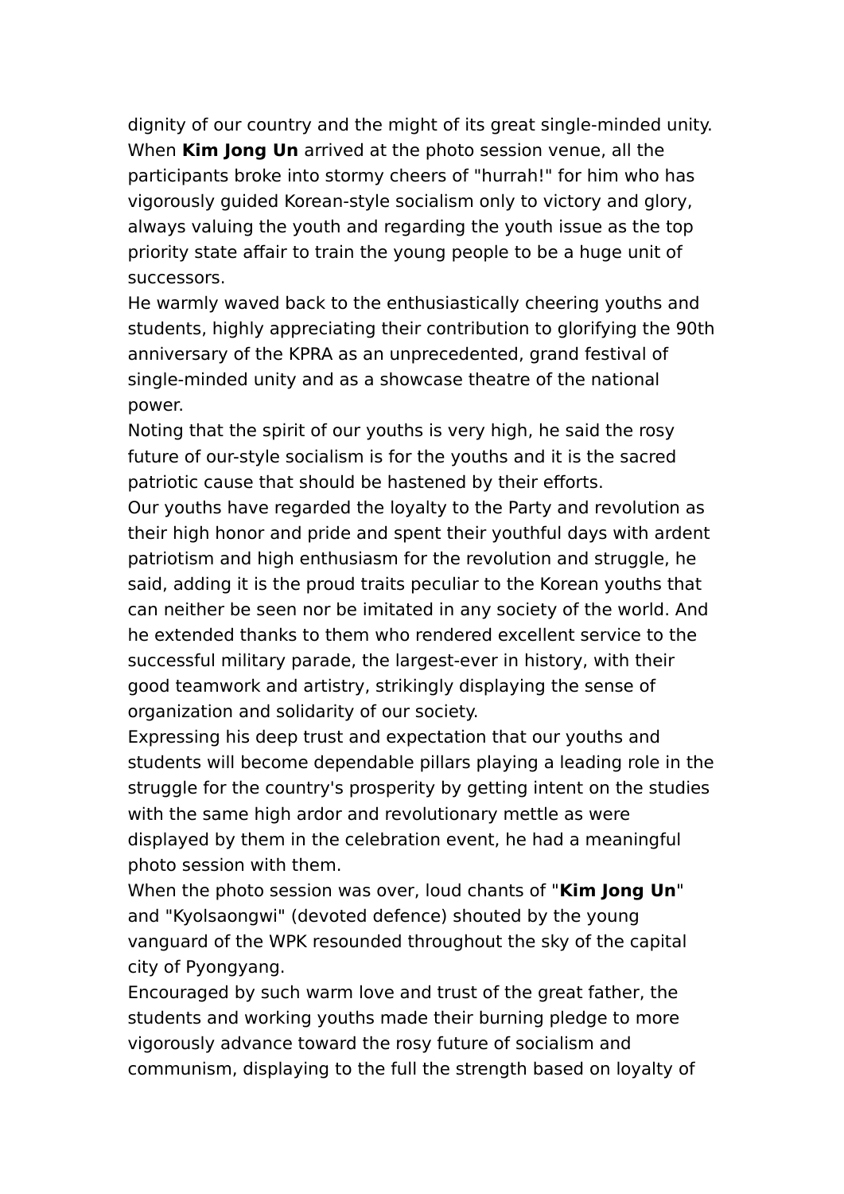dignity of our country and the might of its great single-minded unity.

When **Kim Jong Un** arrived at the photo session venue, all the participants broke into stormy cheers of "hurrah!" for him who has vigorously guided Korean-style socialism only to victory and glory, always valuing the youth and regarding the youth issue as the top priority state affair to train the young people to be a huge unit of successors.

He warmly waved back to the enthusiastically cheering youths and students, highly appreciating their contribution to glorifying the 90th anniversary of the KPRA as an unprecedented, grand festival of single-minded unity and as a showcase theatre of the national power.

Noting that the spirit of our youths is very high, he said the rosy future of our-style socialism is for the youths and it is the sacred patriotic cause that should be hastened by their efforts.

Our youths have regarded the loyalty to the Party and revolution as their high honor and pride and spent their youthful days with ardent patriotism and high enthusiasm for the revolution and struggle, he said, adding it is the proud traits peculiar to the Korean youths that can neither be seen nor be imitated in any society of the world. And he extended thanks to them who rendered excellent service to the successful military parade, the largest-ever in history, with their good teamwork and artistry, strikingly displaying the sense of organization and solidarity of our society.

Expressing his deep trust and expectation that our youths and students will become dependable pillars playing a leading role in the struggle for the country's prosperity by getting intent on the studies with the same high ardor and revolutionary mettle as were displayed by them in the celebration event, he had a meaningful photo session with them.

When the photo session was over, loud chants of "**Kim Jong Un**" and "Kyolsaongwi" (devoted defence) shouted by the young vanguard of the WPK resounded throughout the sky of the capital city of Pyongyang.

Encouraged by such warm love and trust of the great father, the students and working youths made their burning pledge to more vigorously advance toward the rosy future of socialism and communism, displaying to the full the strength based on loyalty of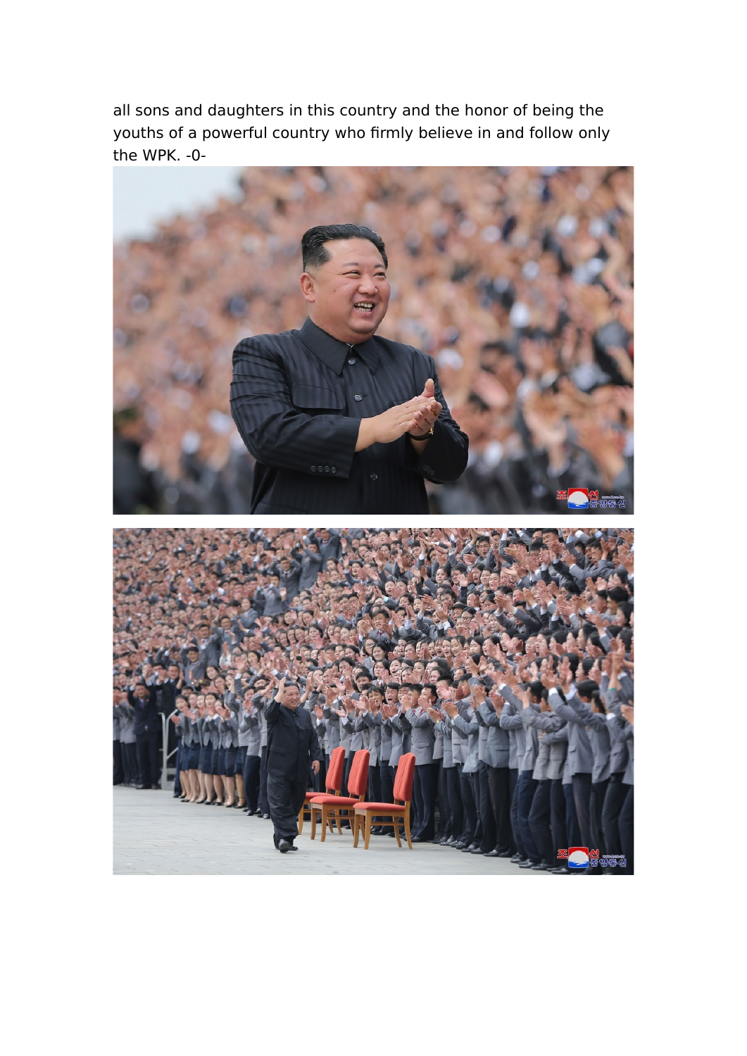all sons and daughters in this country and the honor of being the youths of a powerful country who firmly believe in and follow only the WPK. -0-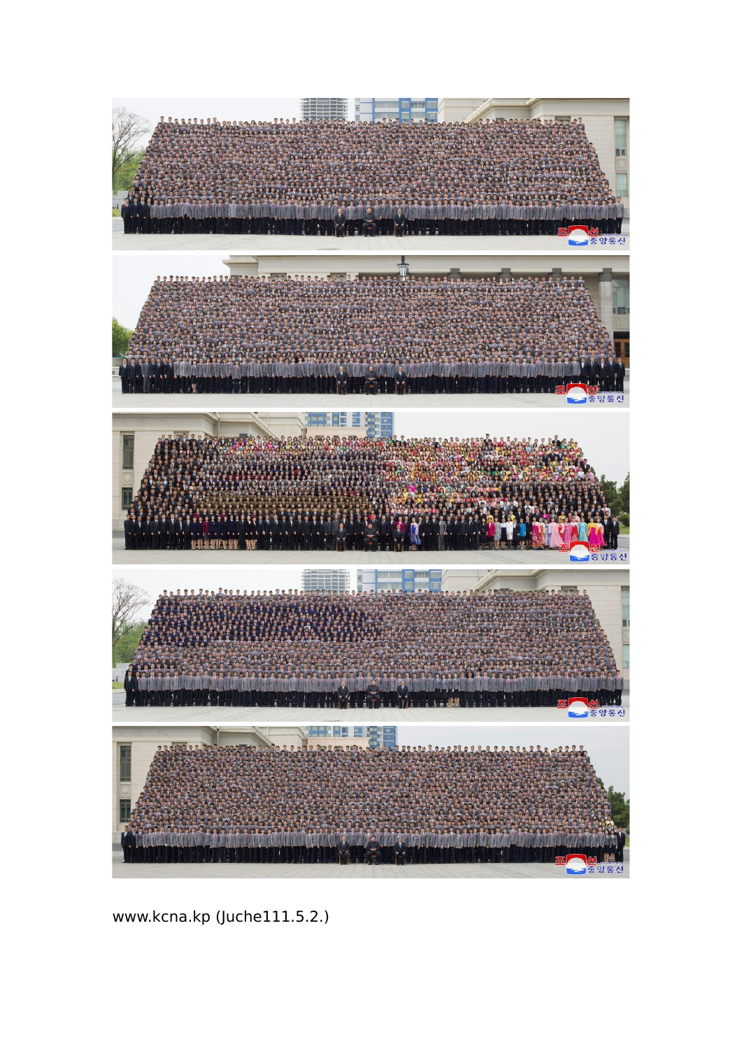www.kcna.kp (Juche111.5.2.)